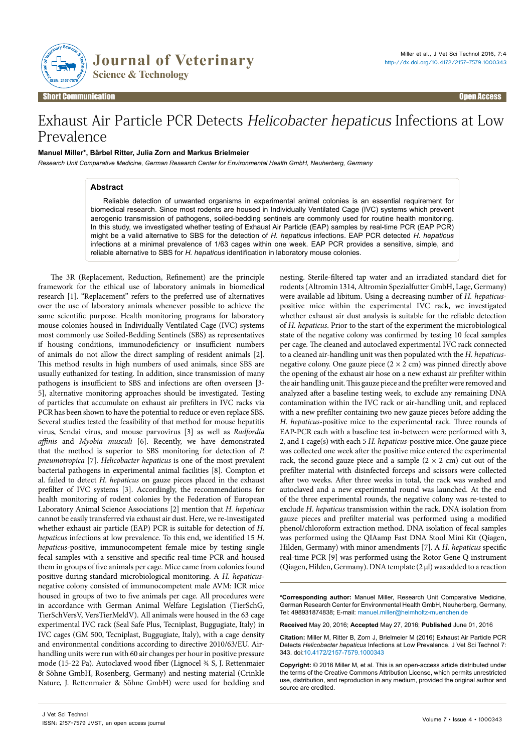Short Communication

Open Access

# Exhaust Air Particle PCR Detects *Helicobacter hepaticus* Infections at Low Prevalence

**Manuel Miller\*, Bärbel Ritter, Julia Zorn and Markus Brielmeier**

*Research Unit Comparative Medicine, German Research Center for Environmental Health GmbH, Neuherberg, Germany*

## Abstract

Reliable detection of unwanted organisms in experimental animal colonies is an essential requirement for biomedical research. Since most rodents are housed in Individually Ventilated Cage (IVC) systems which prevent aerogenic transmission of pathogens, soiled-bedding sentinels are commonly used for routine health monitoring. In this study, we investigated whether testing of Exhaust Air Particle (EAP) samples by real-time PCR (EAP PCR) might be a valid alternative to SBS for the detection of *H. hepaticus* infections. EAP PCR detected *H. hepaticus* infections at a minimal prevalence of 1/63 cages within one week. EAP PCR provides a sensitive, simple, and reliable alternative to SBS for *H. hepaticus* identification in laboratory mouse colonies.

The 3R (Replacement, Reduction, Refinement) are the principle framework for the ethical use of laboratory animals in biomedical research [1]. "Replacement" refers to the preferred use of alternatives over the use of laboratory animals whenever possible to achieve the same scientific purpose. Health monitoring programs for laboratory mouse colonies housed in Individually Ventilated Cage (IVC) systems most commonly use Soiled-Bedding Sentinels (SBS) as representatives if housing conditions, immunodeficiency or insufficient numbers of animals do not allow the direct sampling of resident animals [2]. This method results in high numbers of used animals, since SBS are usually euthanized for testing. In addition, since transmission of many pathogens is insufficient to SBS and infections are often overseen [3-5], alternative monitoring approaches should be investigated. Testing of particles that accumulate on exhaust air prefilters in IVC racks via PCR has been shown to have the potential to reduce or even replace SBS. Several studies tested the feasibility of that method for mouse hepatitis virus, Sendai virus, and mouse parvovirus [3] as well as *Radfordia affinis* and *Myobia musculi* [6]. Recently, we have demonstrated that the method is superior to SBS monitoring for detection of *P. pneumotropica* [7]. *Helicobacter hepaticus* is one of the most prevalent bacterial pathogens in experimental animal facilities [8]. Compton et al. failed to detect *H. hepaticus* on gauze pieces placed in the exhaust prefilter of IVC systems [3]. Accordingly, the recommendations for health monitoring of rodent colonies by the Federation of European Laboratory Animal Science Associations [2] mention that *H. hepaticus* cannot be easily transferred via exhaust air dust. Here, we re-investigated whether exhaust air particle (EAP) PCR is suitable for detection of *H. hepaticus* infections at low prevalence. To this end, we identified 15 *H. hepaticus*-positive, immunocompetent female mice by testing single fecal samples with a sensitive and specific real-time PCR and housed them in groups of five animals per cage. Mice came from colonies found positive during standard microbiological monitoring. A *H. hepaticus*-negative colony consisted of immunocompetent male AVM: ICR mice housed in groups of two to five animals per cage. All procedures were in accordance with German Animal Welfare Legislation (TierSchG, TierSchVersV, VersTierMeldV). All animals were housed in the 63 cage experimental IVC rack (Seal Safe Plus, Tecniplast, Buggugiate, Italy) in IVC cages (GM 500, Tecniplast, Buggugiate, Italy), with a cage density and environmental conditions according to directive 2010/63/EU. Air-handling units were run with 60 air changes per hour in positive pressure mode (15-22 Pa). Autoclaved wood fiber (Lignocel ¾ S, J. Rettenmaier & Söhne GmbH, Rosenberg, Germany) and nesting material (Crinkle Nature, J. Rettenmaier & Söhne GmbH) were used for bedding and nesting. Sterile-filtered tap water and an irradiated standard diet for rodents (Altromin 1314, Altromin Spezialfutter GmbH, Lage, Germany) were available ad libitum. Using a decreasing number of *H. hepaticus*-positive mice within the experimental IVC rack, we investigated whether exhaust air dust analysis is suitable for the reliable detection of *H. hepaticus*. Prior to the start of the experiment the microbiological state of the negative colony was confirmed by testing 10 fecal samples per cage. The cleaned and autoclaved experimental IVC rack connected to a cleaned air-handling unit was then populated with the *H. hepaticus*-negative colony. One gauze piece (2 × 2 cm) was pinned directly above the opening of the exhaust air hose on a new exhaust air prefilter within the air handling unit. This gauze piece and the prefilter were removed and analyzed after a baseline testing week, to exclude any remaining DNA contamination within the IVC rack or air-handling unit, and replaced with a new prefilter containing two new gauze pieces before adding the *H. hepaticus*-positive mice to the experimental rack. Three rounds of EAP-PCR each with a baseline test in-between were performed with 3, 2, and 1 cage(s) with each 5 *H. hepaticus*-positive mice. One gauze piece was collected one week after the positive mice entered the experimental rack, the second gauze piece and a sample (2 × 2 cm) cut out of the prefilter material with disinfected forceps and scissors were collected after two weeks. After three weeks in total, the rack was washed and autoclaved and a new experimental round was launched. At the end of the three experimental rounds, the negative colony was re-tested to exclude *H. hepaticus* transmission within the rack. DNA isolation from gauze pieces and prefilter material was performed using a modified phenol/chloroform extraction method. DNA isolation of fecal samples was performed using the QIAamp Fast DNA Stool Mini Kit (Qiagen, Hilden, Germany) with minor amendments [7]. A *H. hepaticus* specific real-time PCR [9] was performed using the Rotor Gene Q instrument (Qiagen, Hilden, Germany). DNA template (2 µl) was added to a reaction

**\*Corresponding author:** Manuel Miller, Research Unit Comparative Medicine, German Research Center for Environmental Health GmbH, Neuherberg, Germany, Tel: 498931874838; E-mail: manuel.miller@helmholtz-muenchen.de

**Received** May 20, 2016; **Accepted** May 27, 2016; **Published** June 01, 2016

**Citation:** Miller M, Ritter B, Zorn J, Brielmeier M (2016) Exhaust Air Particle PCR Detects *Helicobacter hepaticus* Infections at Low Prevalence. J Vet Sci Technol 7: 343. doi:10.4172/2157-7579.1000343

**Copyright:** © 2016 Miller M, et al. This is an open-access article distributed under the terms of the Creative Commons Attribution License, which permits unrestricted use, distribution, and reproduction in any medium, provided the original author and source are credited.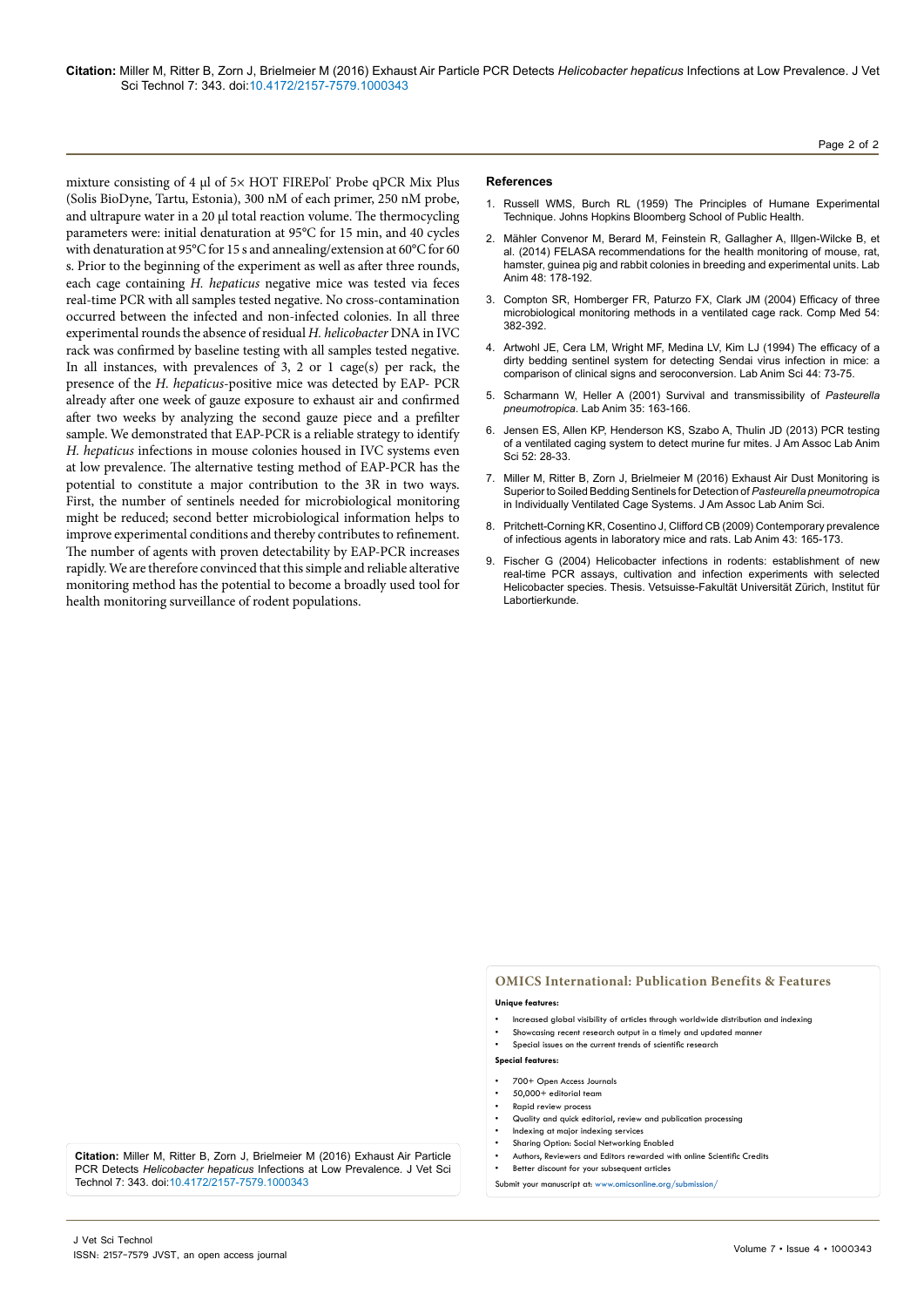mixture consisting of 4 µl of 5× HOT FIREPol® Probe qPCR Mix Plus (Solis BioDyne, Tartu, Estonia), 300 nM of each primer, 250 nM probe, and ultrapure water in a 20 µl total reaction volume. The thermocycling parameters were: initial denaturation at 95°C for 15 min, and 40 cycles with denaturation at 95°C for 15 s and annealing/extension at 60°C for 60 s. Prior to the beginning of the experiment as well as after three rounds, each cage containing *H. hepaticus* negative mice was tested via feces real-time PCR with all samples tested negative. No cross-contamination occurred between the infected and non-infected colonies. In all three experimental rounds the absence of residual *H. helicobacter* DNA in IVC rack was confirmed by baseline testing with all samples tested negative. In all instances, with prevalences of 3, 2 or 1 cage(s) per rack, the presence of the *H. hepaticus*-positive mice was detected by EAP- PCR already after one week of gauze exposure to exhaust air and confirmed after two weeks by analyzing the second gauze piece and a prefilter sample. We demonstrated that EAP-PCR is a reliable strategy to identify *H. hepaticus* infections in mouse colonies housed in IVC systems even at low prevalence. The alternative testing method of EAP-PCR has the potential to constitute a major contribution to the 3R in two ways. First, the number of sentinels needed for microbiological monitoring might be reduced; second better microbiological information helps to improve experimental conditions and thereby contributes to refinement. The number of agents with proven detectability by EAP-PCR increases rapidly. We are therefore convinced that this simple and reliable alterative monitoring method has the potential to become a broadly used tool for health monitoring surveillance of rodent populations.

## References

1. Russell WMS, Burch RL (1959) The Principles of Humane Experimental Technique. Johns Hopkins Bloomberg School of Public Health.
2. Mähler Convenor M, Berard M, Feinstein R, Gallagher A, Illgen-Wilcke B, et al. (2014) FELASA recommendations for the health monitoring of mouse, rat, hamster, guinea pig and rabbit colonies in breeding and experimental units. Lab Anim 48: 178-192.
3. Compton SR, Homberger FR, Paturzo FX, Clark JM (2004) Efficacy of three microbiological monitoring methods in a ventilated cage rack. Comp Med 54: 382-392.
4. Artwohl JE, Cera LM, Wright MF, Medina LV, Kim LJ (1994) The efficacy of a dirty bedding sentinel system for detecting Sendai virus infection in mice: a comparison of clinical signs and seroconversion. Lab Anim Sci 44: 73-75.
5. Scharmann W, Heller A (2001) Survival and transmissibility of *Pasteurella pneumotropica*. Lab Anim 35: 163-166.
6. Jensen ES, Allen KP, Henderson KS, Szabo A, Thulin JD (2013) PCR testing of a ventilated caging system to detect murine fur mites. J Am Assoc Lab Anim Sci 52: 28-33.
7. Miller M, Ritter B, Zorn J, Brielmeier M (2016) Exhaust Air Dust Monitoring is Superior to Soiled Bedding Sentinels for Detection of *Pasteurella pneumotropica* in Individually Ventilated Cage Systems. J Am Assoc Lab Anim Sci.
8. Pritchett-Corning KR, Cosentino J, Clifford CB (2009) Contemporary prevalence of infectious agents in laboratory mice and rats. Lab Anim 43: 165-173.
9. Fischer G (2004) Helicobacter infections in rodents: establishment of new real-time PCR assays, cultivation and infection experiments with selected Helicobacter species. Thesis. Vetsuisse-Fakultät Universität Zürich, Institut für Labortierkunde.